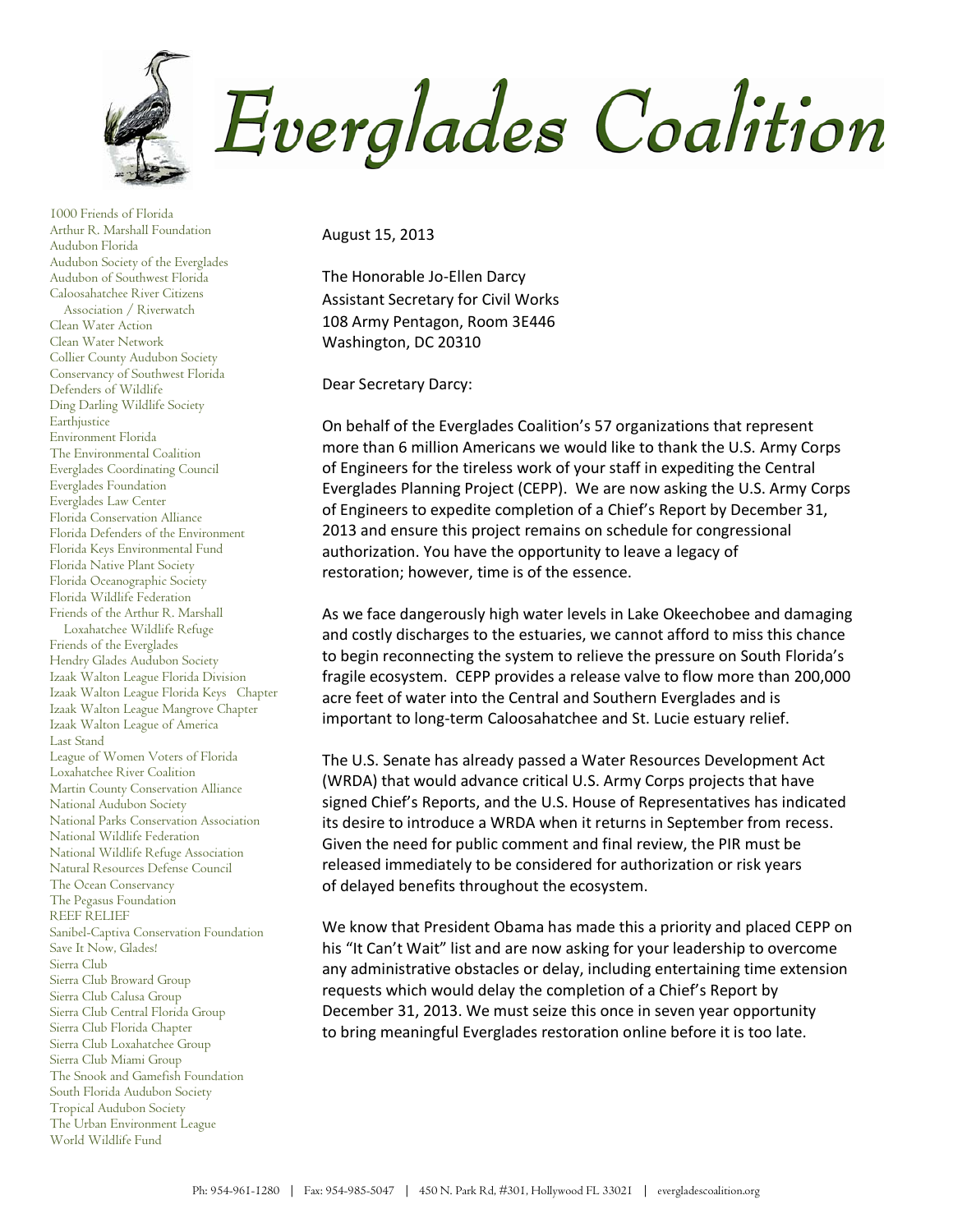# Everglades Coalition

1000 Friends of Florida
Arthur R. Marshall Foundation
Audubon Florida
Audubon Society of the Everglades
Audubon of Southwest Florida
Caloosahatchee River Citizens Association / Riverwatch
Clean Water Action
Clean Water Network
Collier County Audubon Society
Conservancy of Southwest Florida
Defenders of Wildlife
Ding Darling Wildlife Society
Earthjustice
Environment Florida
The Environmental Coalition
Everglades Coordinating Council
Everglades Foundation
Everglades Law Center
Florida Conservation Alliance
Florida Defenders of the Environment
Florida Keys Environmental Fund
Florida Native Plant Society
Florida Oceanographic Society
Florida Wildlife Federation
Friends of the Arthur R. Marshall Loxahatchee Wildlife Refuge
Friends of the Everglades
Hendry Glades Audubon Society
Izaak Walton League Florida Division
Izaak Walton League Florida Keys Chapter
Izaak Walton League Mangrove Chapter
Izaak Walton League of America
Last Stand
League of Women Voters of Florida
Loxahatchee River Coalition
Martin County Conservation Alliance
National Audubon Society
National Parks Conservation Association
National Wildlife Federation
National Wildlife Refuge Association
Natural Resources Defense Council
The Ocean Conservancy
The Pegasus Foundation
REEF RELIEF
Sanibel-Captiva Conservation Foundation
Save It Now, Glades!
Sierra Club
Sierra Club Broward Group
Sierra Club Calusa Group
Sierra Club Central Florida Group
Sierra Club Florida Chapter
Sierra Club Loxahatchee Group
Sierra Club Miami Group
The Snook and Gamefish Foundation
South Florida Audubon Society
Tropical Audubon Society
The Urban Environment League
World Wildlife Fund

August 15, 2013

The Honorable Jo-Ellen Darcy
Assistant Secretary for Civil Works
108 Army Pentagon, Room 3E446
Washington, DC 20310

Dear Secretary Darcy:

On behalf of the Everglades Coalition's 57 organizations that represent more than 6 million Americans we would like to thank the U.S. Army Corps of Engineers for the tireless work of your staff in expediting the Central Everglades Planning Project (CEPP). We are now asking the U.S. Army Corps of Engineers to expedite completion of a Chief's Report by December 31, 2013 and ensure this project remains on schedule for congressional authorization. You have the opportunity to leave a legacy of restoration; however, time is of the essence.

As we face dangerously high water levels in Lake Okeechobee and damaging and costly discharges to the estuaries, we cannot afford to miss this chance to begin reconnecting the system to relieve the pressure on South Florida's fragile ecosystem. CEPP provides a release valve to flow more than 200,000 acre feet of water into the Central and Southern Everglades and is important to long-term Caloosahatchee and St. Lucie estuary relief.

The U.S. Senate has already passed a Water Resources Development Act (WRDA) that would advance critical U.S. Army Corps projects that have signed Chief's Reports, and the U.S. House of Representatives has indicated its desire to introduce a WRDA when it returns in September from recess. Given the need for public comment and final review, the PIR must be released immediately to be considered for authorization or risk years of delayed benefits throughout the ecosystem.

We know that President Obama has made this a priority and placed CEPP on his "It Can't Wait" list and are now asking for your leadership to overcome any administrative obstacles or delay, including entertaining time extension requests which would delay the completion of a Chief's Report by December 31, 2013. We must seize this once in seven year opportunity to bring meaningful Everglades restoration online before it is too late.

Ph: 954-961-1280 | Fax: 954-985-5047 | 450 N. Park Rd, #301, Hollywood FL 33021 | evergladescoalition.org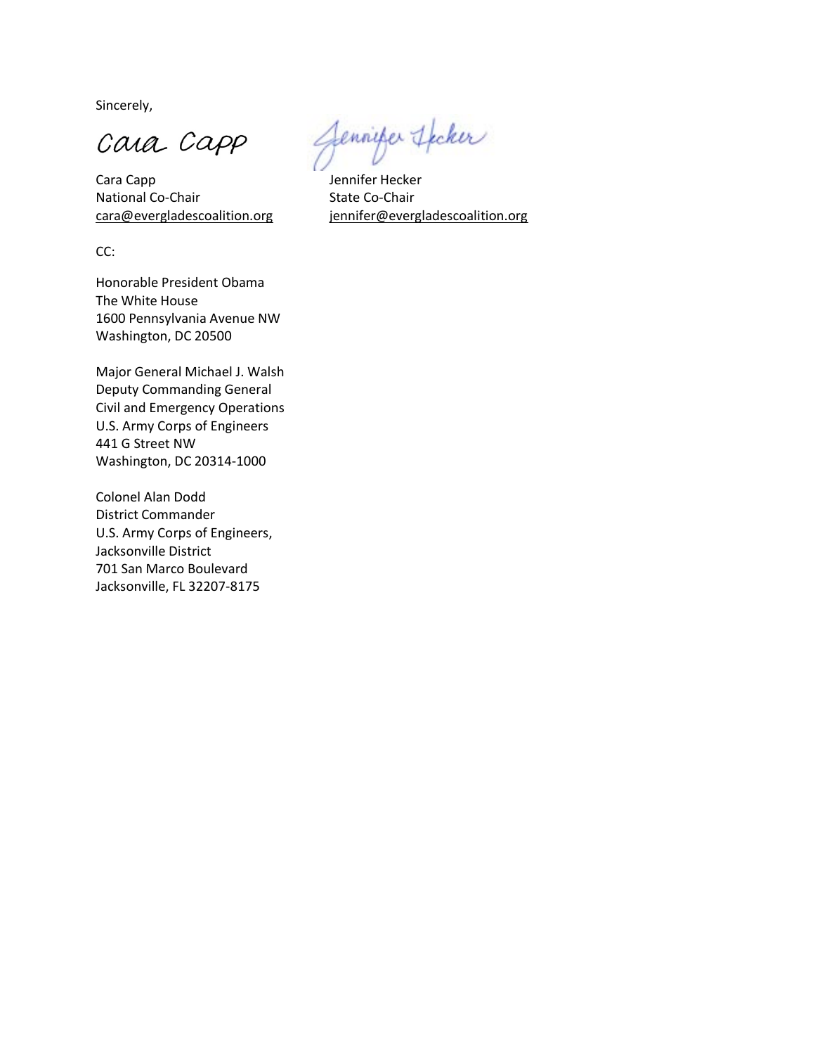Sincerely,

Cara Capp
National Co-Chair
cara@evergladescoalition.org

Jennifer Hecker
State Co-Chair
jennifer@evergladescoalition.org

CC:

Honorable President Obama
The White House
1600 Pennsylvania Avenue NW
Washington, DC 20500

Major General Michael J. Walsh
Deputy Commanding General
Civil and Emergency Operations
U.S. Army Corps of Engineers
441 G Street NW
Washington, DC 20314-1000

Colonel Alan Dodd
District Commander
U.S. Army Corps of Engineers,
Jacksonville District
701 San Marco Boulevard
Jacksonville, FL 32207-8175